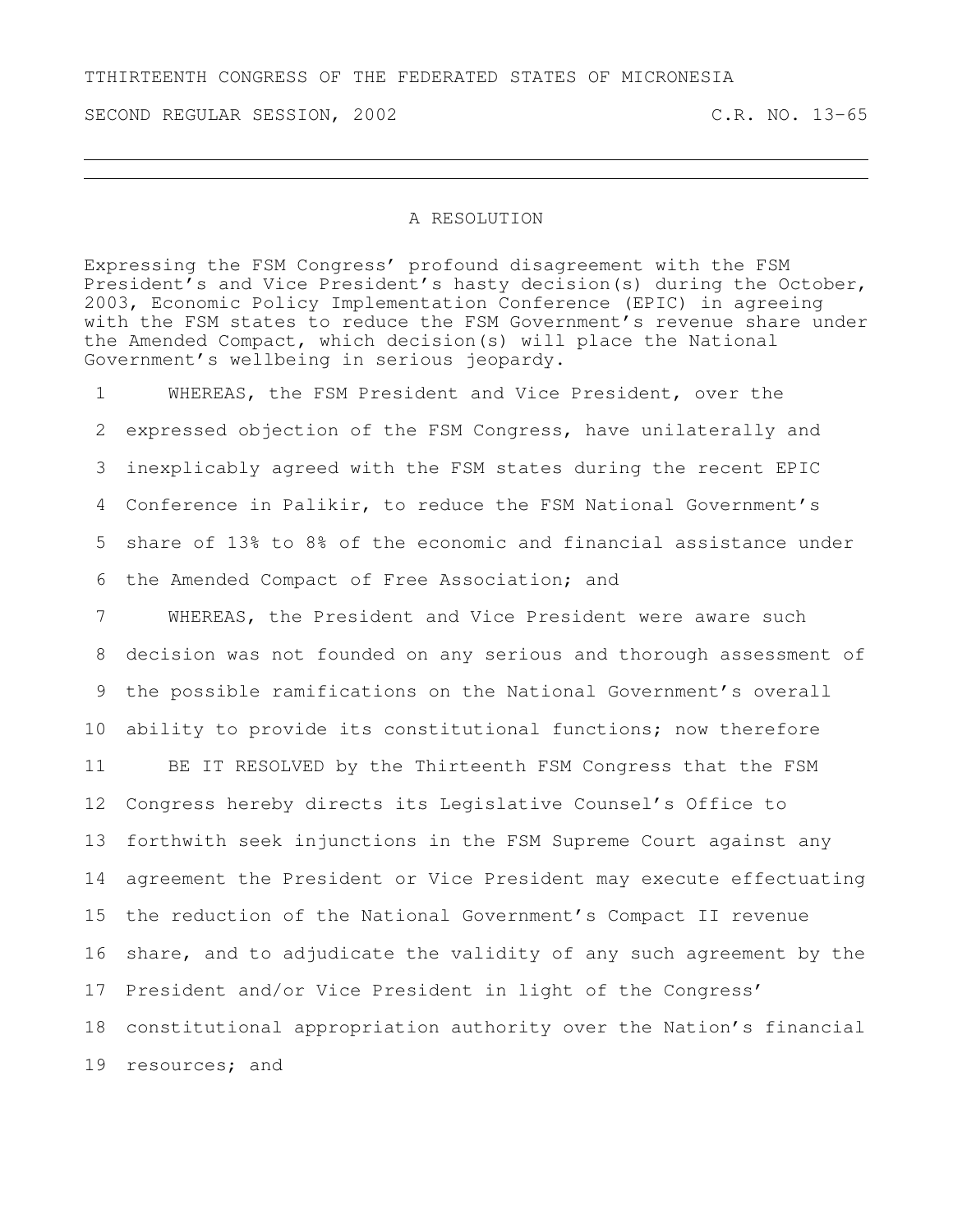TTHIRTEENTH CONGRESS OF THE FEDERATED STATES OF MICRONESIA

SECOND REGULAR SESSION, 2002 C.R. NO. 13-65

---

# A RESOLUTION

Expressing the FSM Congress' profound disagreement with the FSM President's and Vice President's hasty decision(s) during the October, 2003, Economic Policy Implementation Conference (EPIC) in agreeing with the FSM states to reduce the FSM Government's revenue share under the Amended Compact, which decision(s) will place the National Government's wellbeing in serious jeopardy.

1 WHEREAS, the FSM President and Vice President, over the
2 expressed objection of the FSM Congress, have unilaterally and
3 inexplicably agreed with the FSM states during the recent EPIC
4 Conference in Palikir, to reduce the FSM National Government's
5 share of 13% to 8% of the economic and financial assistance under
6 the Amended Compact of Free Association; and

7 WHEREAS, the President and Vice President were aware such
8 decision was not founded on any serious and thorough assessment of
9 the possible ramifications on the National Government's overall
10 ability to provide its constitutional functions; now therefore

11 BE IT RESOLVED by the Thirteenth FSM Congress that the FSM
12 Congress hereby directs its Legislative Counsel's Office to
13 forthwith seek injunctions in the FSM Supreme Court against any
14 agreement the President or Vice President may execute effectuating
15 the reduction of the National Government's Compact II revenue
16 share, and to adjudicate the validity of any such agreement by the
17 President and/or Vice President in light of the Congress'
18 constitutional appropriation authority over the Nation's financial
19 resources; and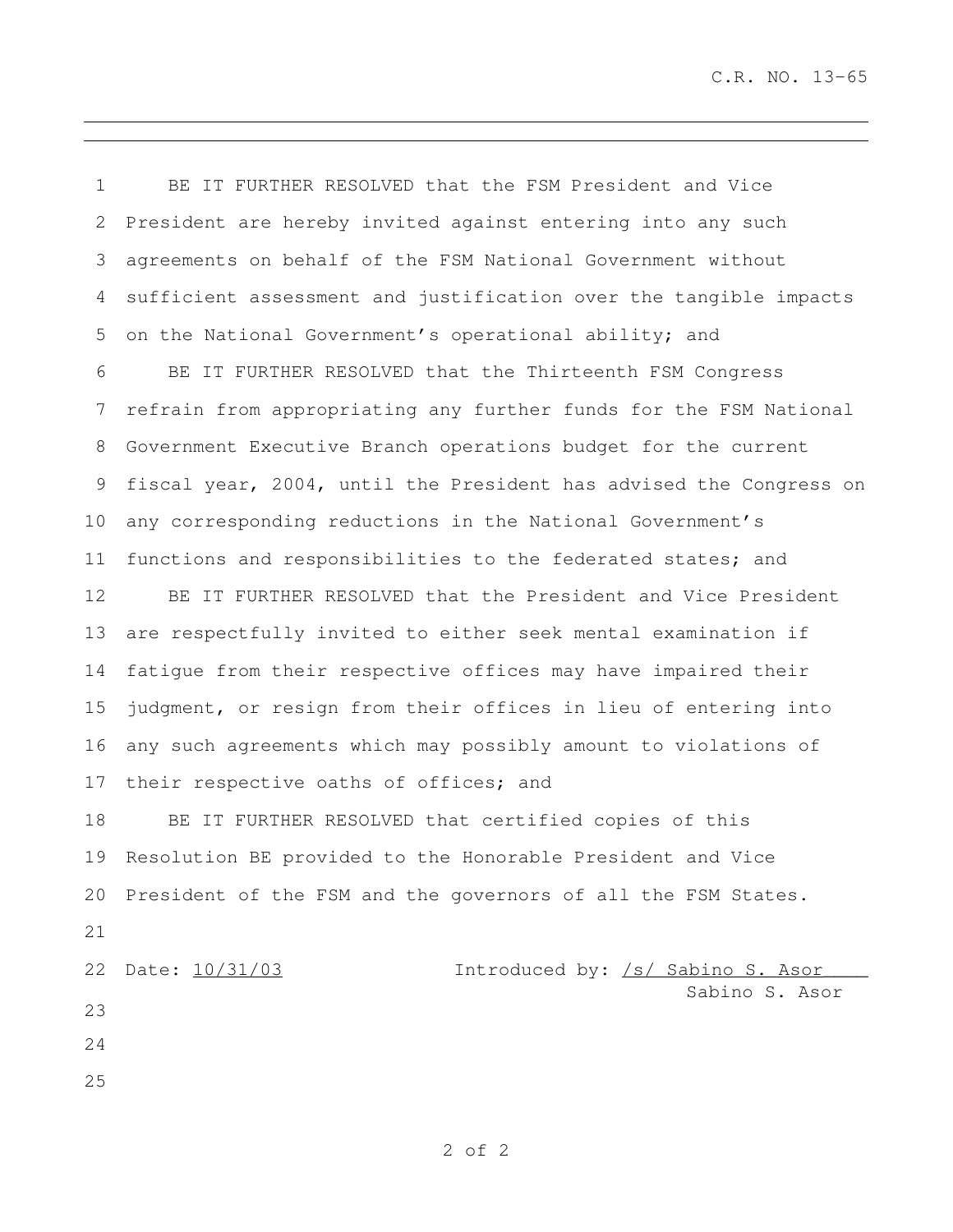BE IT FURTHER RESOLVED that the FSM President and Vice President are hereby invited against entering into any such agreements on behalf of the FSM National Government without sufficient assessment and justification over the tangible impacts on the National Government's operational ability; and

BE IT FURTHER RESOLVED that the Thirteenth FSM Congress refrain from appropriating any further funds for the FSM National Government Executive Branch operations budget for the current fiscal year, 2004, until the President has advised the Congress on any corresponding reductions in the National Government's functions and responsibilities to the federated states; and

BE IT FURTHER RESOLVED that the President and Vice President are respectfully invited to either seek mental examination if fatigue from their respective offices may have impaired their judgment, or resign from their offices in lieu of entering into any such agreements which may possibly amount to violations of their respective oaths of offices; and

BE IT FURTHER RESOLVED that certified copies of this Resolution BE provided to the Honorable President and Vice President of the FSM and the governors of all the FSM States.

Date: 10/31/03

Introduced by: /s/ Sabino S. Asor
Sabino S. Asor